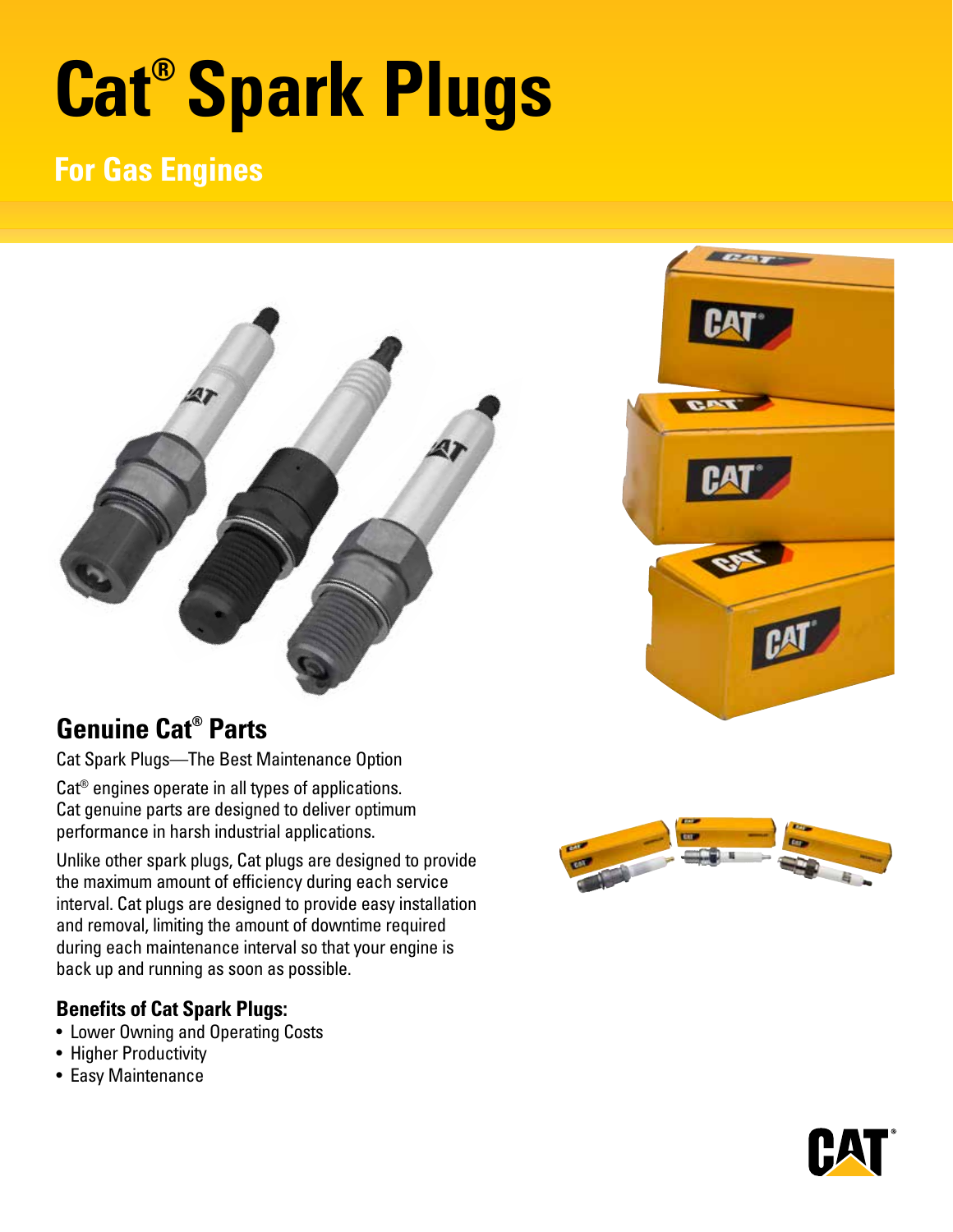# Cat® Spark Plugs

## For Gas Engines

## Genuine Cat® Parts

Cat Spark Plugs—The Best Maintenance Option

Cat® engines operate in all types of applications. Cat genuine parts are designed to deliver optimum performance in harsh industrial applications.

Unlike other spark plugs, Cat plugs are designed to provide the maximum amount of efficiency during each service interval. Cat plugs are designed to provide easy installation and removal, limiting the amount of downtime required during each maintenance interval so that your engine is back up and running as soon as possible.

### Benefits of Cat Spark Plugs:

- Lower Owning and Operating Costs
- Higher Productivity
- Easy Maintenance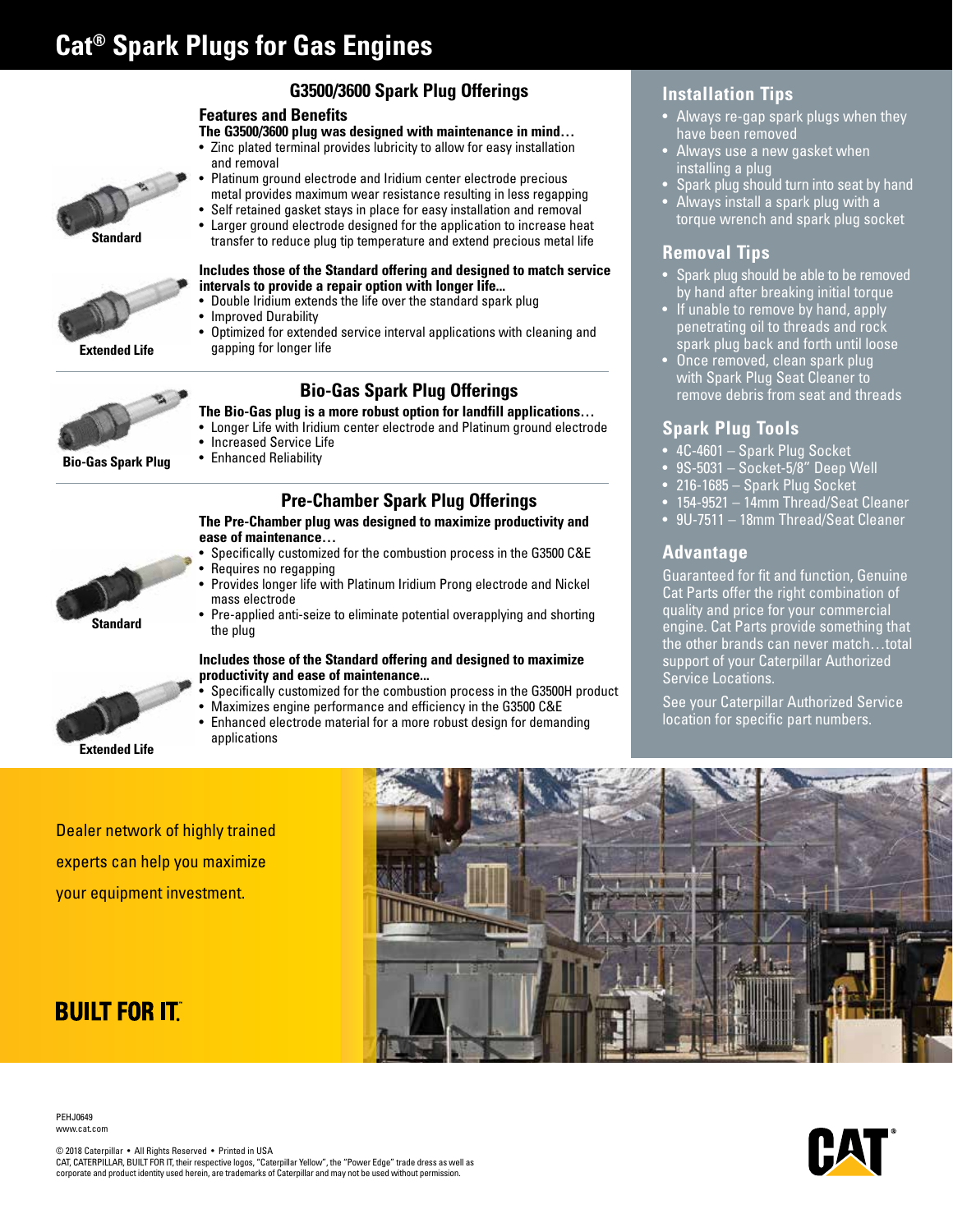# Cat® Spark Plugs for Gas Engines

## G3500/3600 Spark Plug Offerings

### Features and Benefits

Standard

**The G3500/3600 plug was designed with maintenance in mind…**

- Zinc plated terminal provides lubricity to allow for easy installation and removal
- Platinum ground electrode and Iridium center electrode precious metal provides maximum wear resistance resulting in less regapping
- Self retained gasket stays in place for easy installation and removal
- Larger ground electrode designed for the application to increase heat transfer to reduce plug tip temperature and extend precious metal life

Extended Life

**Includes those of the Standard offering and designed to match service intervals to provide a repair option with longer life...**

- Double Iridium extends the life over the standard spark plug
- Improved Durability
- Optimized for extended service interval applications with cleaning and gapping for longer life

## Bio-Gas Spark Plug Offerings

Bio-Gas Spark Plug

**The Bio-Gas plug is a more robust option for landfill applications…**

- Longer Life with Iridium center electrode and Platinum ground electrode
- Increased Service Life
- Enhanced Reliability

## Pre-Chamber Spark Plug Offerings

Standard

**The Pre-Chamber plug was designed to maximize productivity and ease of maintenance…**

- Specifically customized for the combustion process in the G3500 C&E
- Requires no regapping
- Provides longer life with Platinum Iridium Prong electrode and Nickel mass electrode
- Pre-applied anti-seize to eliminate potential overapplying and shorting the plug

Extended Life

**Includes those of the Standard offering and designed to maximize productivity and ease of maintenance...**

- Specifically customized for the combustion process in the G3500H product
- Maximizes engine performance and efficiency in the G3500 C&E
- Enhanced electrode material for a more robust design for demanding applications

## Installation Tips

- Always re-gap spark plugs when they have been removed
- Always use a new gasket when installing a plug
- Spark plug should turn into seat by hand
- Always install a spark plug with a torque wrench and spark plug socket

## Removal Tips

- Spark plug should be able to be removed by hand after breaking initial torque
- If unable to remove by hand, apply penetrating oil to threads and rock spark plug back and forth until loose
- Once removed, clean spark plug with Spark Plug Seat Cleaner to remove debris from seat and threads

## Spark Plug Tools

- 4C-4601 – Spark Plug Socket
- 9S-5031 – Socket-5/8" Deep Well
- 216-1685 – Spark Plug Socket
- 154-9521 – 14mm Thread/Seat Cleaner
- 9U-7511 – 18mm Thread/Seat Cleaner

## Advantage

Guaranteed for fit and function, Genuine Cat Parts offer the right combination of quality and price for your commercial engine. Cat Parts provide something that the other brands can never match…total support of your Caterpillar Authorized Service Locations.

See your Caterpillar Authorized Service location for specific part numbers.

Dealer network of highly trained experts can help you maximize your equipment investment.

**BUILT FOR IT.**

PEHJ0649
www.cat.com

© 2018 Caterpillar • All Rights Reserved • Printed in USA
CAT, CATERPILLAR, BUILT FOR IT, their respective logos, "Caterpillar Yellow", the "Power Edge" trade dress as well as corporate and product identity used herein, are trademarks of Caterpillar and may not be used without permission.